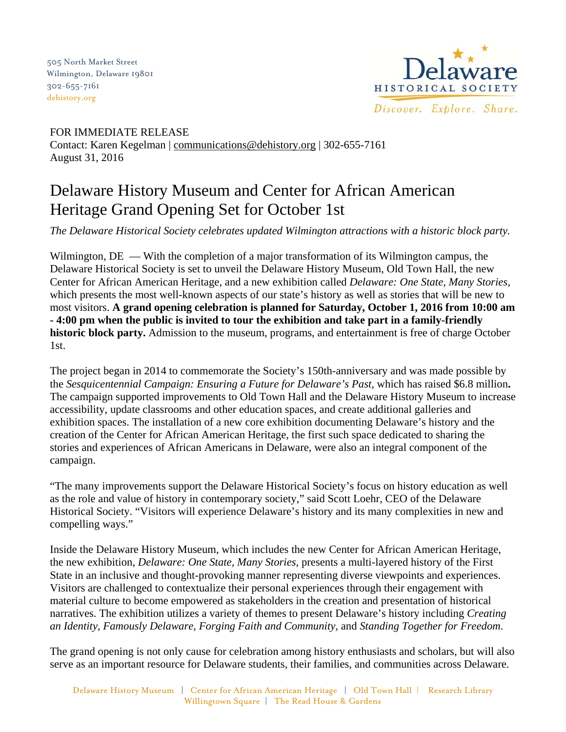505 North Market Street
Wilmington, Delaware 19801
302-655-7161
dehistory.org

Delaware HISTORICAL SOCIETY
*Discover. Explore. Share.*

FOR IMMEDIATE RELEASE
Contact: Karen Kegelman | communications@dehistory.org | 302-655-7161
August 31, 2016

# Delaware History Museum and Center for African American Heritage Grand Opening Set for October 1st

*The Delaware Historical Society celebrates updated Wilmington attractions with a historic block party.*

Wilmington, DE — With the completion of a major transformation of its Wilmington campus, the Delaware Historical Society is set to unveil the Delaware History Museum, Old Town Hall, the new Center for African American Heritage, and a new exhibition called *Delaware: One State, Many Stories*, which presents the most well-known aspects of our state's history as well as stories that will be new to most visitors. **A grand opening celebration is planned for Saturday, October 1, 2016 from 10:00 am - 4:00 pm when the public is invited to tour the exhibition and take part in a family-friendly historic block party.** Admission to the museum, programs, and entertainment is free of charge October 1st.

The project began in 2014 to commemorate the Society's 150th-anniversary and was made possible by the *Sesquicentennial Campaign: Ensuring a Future for Delaware's Past,* which has raised $6.8 million**.** The campaign supported improvements to Old Town Hall and the Delaware History Museum to increase accessibility, update classrooms and other education spaces, and create additional galleries and exhibition spaces. The installation of a new core exhibition documenting Delaware's history and the creation of the Center for African American Heritage, the first such space dedicated to sharing the stories and experiences of African Americans in Delaware, were also an integral component of the campaign.

"The many improvements support the Delaware Historical Society's focus on history education as well as the role and value of history in contemporary society," said Scott Loehr, CEO of the Delaware Historical Society. "Visitors will experience Delaware's history and its many complexities in new and compelling ways."

Inside the Delaware History Museum, which includes the new Center for African American Heritage, the new exhibition, *Delaware: One State, Many Stories,* presents a multi-layered history of the First State in an inclusive and thought-provoking manner representing diverse viewpoints and experiences. Visitors are challenged to contextualize their personal experiences through their engagement with material culture to become empowered as stakeholders in the creation and presentation of historical narratives. The exhibition utilizes a variety of themes to present Delaware's history including *Creating an Identity, Famously Delaware, Forging Faith and Community,* and *Standing Together for Freedom.*

The grand opening is not only cause for celebration among history enthusiasts and scholars, but will also serve as an important resource for Delaware students, their families, and communities across Delaware.

Delaware History Museum | Center for African American Heritage | Old Town Hall | Research Library
Willingtown Square | The Read House & Gardens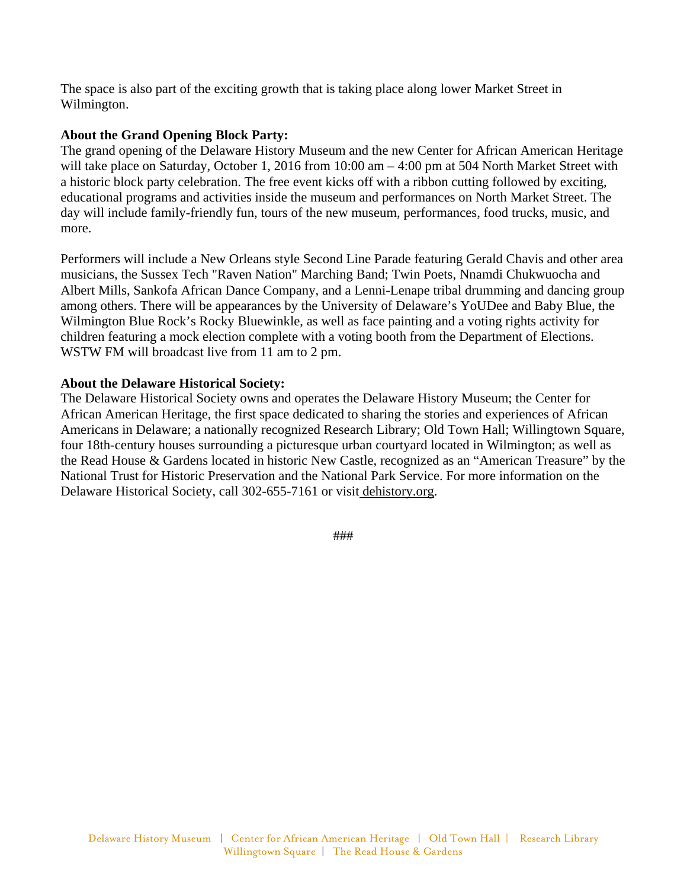The space is also part of the exciting growth that is taking place along lower Market Street in Wilmington.

**About the Grand Opening Block Party:**
The grand opening of the Delaware History Museum and the new Center for African American Heritage will take place on Saturday, October 1, 2016 from 10:00 am – 4:00 pm at 504 North Market Street with a historic block party celebration. The free event kicks off with a ribbon cutting followed by exciting, educational programs and activities inside the museum and performances on North Market Street. The day will include family-friendly fun, tours of the new museum, performances, food trucks, music, and more.

Performers will include a New Orleans style Second Line Parade featuring Gerald Chavis and other area musicians, the Sussex Tech "Raven Nation" Marching Band; Twin Poets, Nnamdi Chukwuocha and Albert Mills, Sankofa African Dance Company, and a Lenni-Lenape tribal drumming and dancing group among others. There will be appearances by the University of Delaware's YoUDee and Baby Blue, the Wilmington Blue Rock's Rocky Bluewinkle, as well as face painting and a voting rights activity for children featuring a mock election complete with a voting booth from the Department of Elections. WSTW FM will broadcast live from 11 am to 2 pm.

**About the Delaware Historical Society:**
The Delaware Historical Society owns and operates the Delaware History Museum; the Center for African American Heritage, the first space dedicated to sharing the stories and experiences of African Americans in Delaware; a nationally recognized Research Library; Old Town Hall; Willingtown Square, four 18th-century houses surrounding a picturesque urban courtyard located in Wilmington; as well as the Read House & Gardens located in historic New Castle, recognized as an "American Treasure" by the National Trust for Historic Preservation and the National Park Service. For more information on the Delaware Historical Society, call 302-655-7161 or visit dehistory.org.

###

Delaware History Museum | Center for African American Heritage | Old Town Hall | Research Library
Willingtown Square | The Read House & Gardens